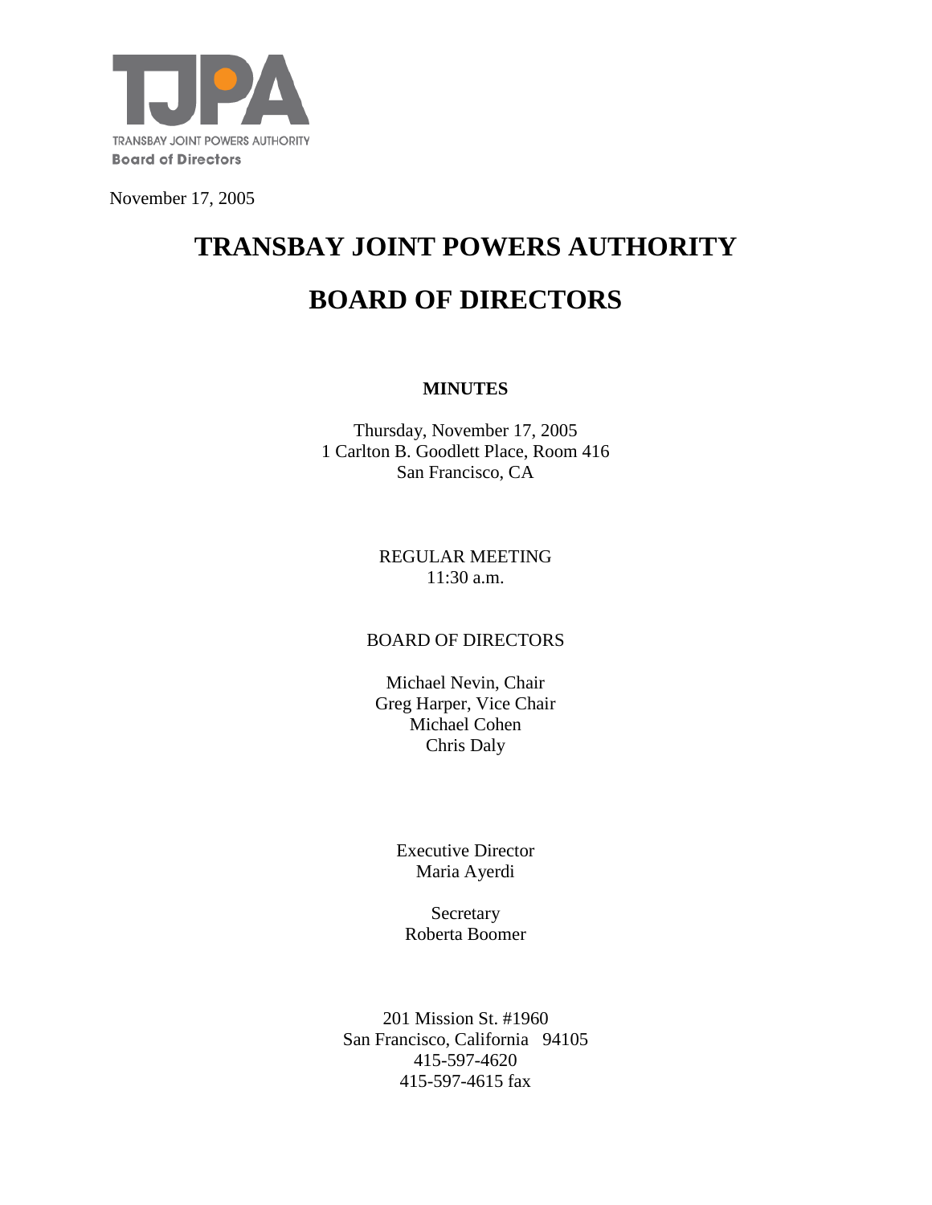TJPA

TRANSBAY JOINT POWERS AUTHORITY

**Board of Directors**

November 17, 2005

# TRANSBAY JOINT POWERS AUTHORITY

# BOARD OF DIRECTORS

**MINUTES**

Thursday, November 17, 2005
1 Carlton B. Goodlett Place, Room 416
San Francisco, CA

REGULAR MEETING
11:30 a.m.

BOARD OF DIRECTORS

Michael Nevin, Chair
Greg Harper, Vice Chair
Michael Cohen
Chris Daly

Executive Director
Maria Ayerdi

Secretary
Roberta Boomer

201 Mission St. #1960
San Francisco, California 94105
415-597-4620
415-597-4615 fax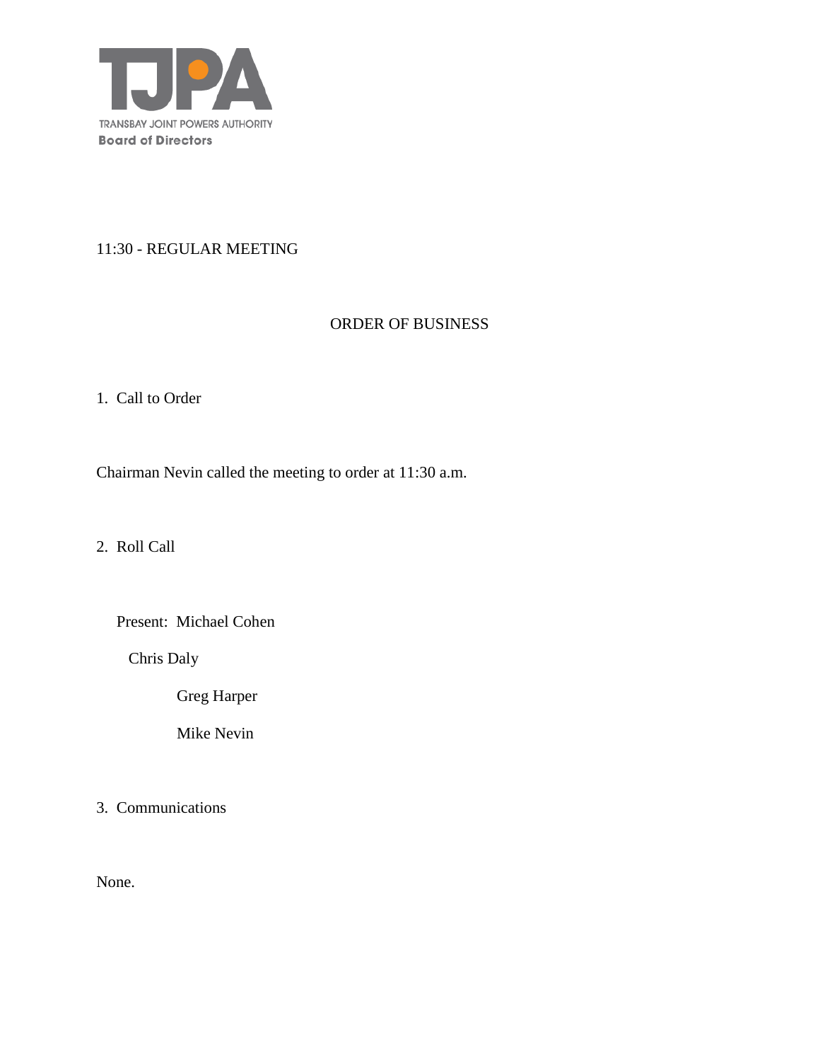TRANSBAY JOINT POWERS AUTHORITY
**Board of Directors**

11:30 - REGULAR MEETING

ORDER OF BUSINESS

1. Call to Order

Chairman Nevin called the meeting to order at 11:30 a.m.

2. Roll Call

Present: Michael Cohen
Chris Daly
Greg Harper
Mike Nevin

3. Communications

None.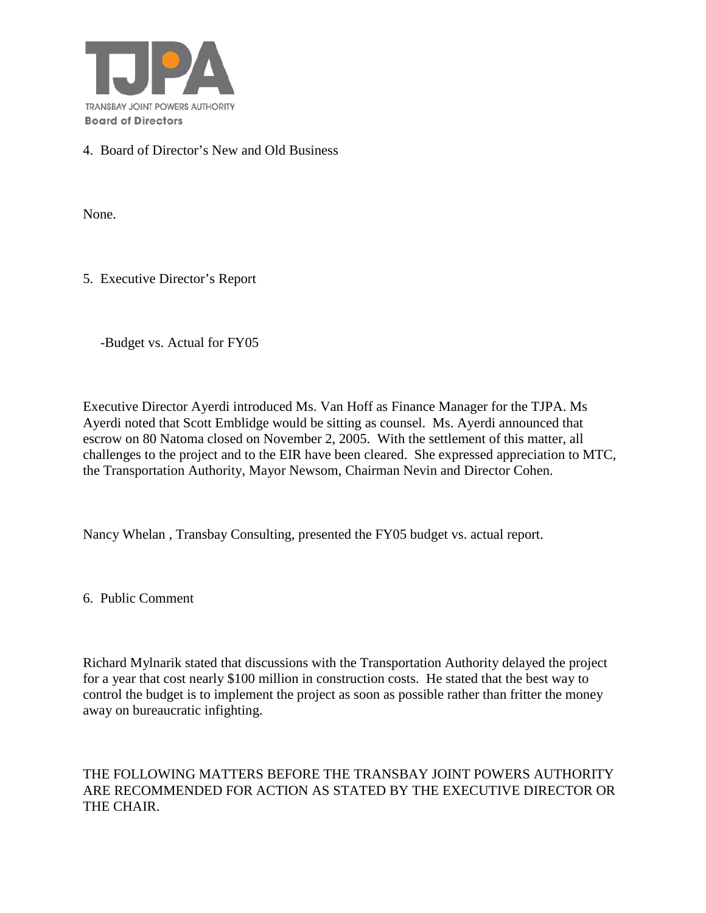4. Board of Director's New and Old Business

None.

5. Executive Director's Report

-Budget vs. Actual for FY05

Executive Director Ayerdi introduced Ms. Van Hoff as Finance Manager for the TJPA. Ms Ayerdi noted that Scott Emblidge would be sitting as counsel. Ms. Ayerdi announced that escrow on 80 Natoma closed on November 2, 2005. With the settlement of this matter, all challenges to the project and to the EIR have been cleared. She expressed appreciation to MTC, the Transportation Authority, Mayor Newsom, Chairman Nevin and Director Cohen.

Nancy Whelan , Transbay Consulting, presented the FY05 budget vs. actual report.

6. Public Comment

Richard Mylnarik stated that discussions with the Transportation Authority delayed the project for a year that cost nearly $100 million in construction costs. He stated that the best way to control the budget is to implement the project as soon as possible rather than fritter the money away on bureaucratic infighting.

THE FOLLOWING MATTERS BEFORE THE TRANSBAY JOINT POWERS AUTHORITY ARE RECOMMENDED FOR ACTION AS STATED BY THE EXECUTIVE DIRECTOR OR THE CHAIR.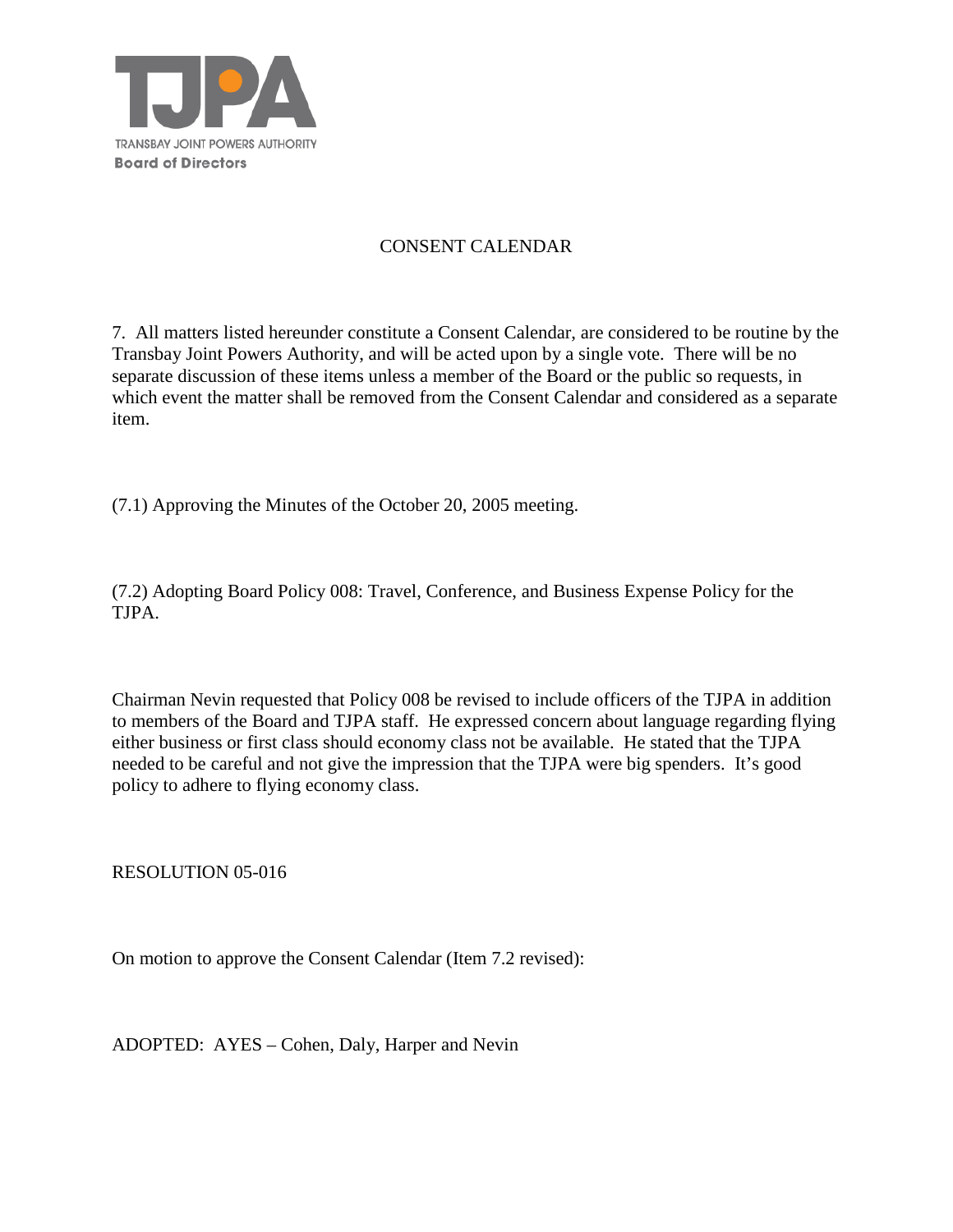TRANSBAY JOINT POWERS AUTHORITY
**Board of Directors**

## CONSENT CALENDAR

7. All matters listed hereunder constitute a Consent Calendar, are considered to be routine by the Transbay Joint Powers Authority, and will be acted upon by a single vote. There will be no separate discussion of these items unless a member of the Board or the public so requests, in which event the matter shall be removed from the Consent Calendar and considered as a separate item.

(7.1) Approving the Minutes of the October 20, 2005 meeting.

(7.2) Adopting Board Policy 008: Travel, Conference, and Business Expense Policy for the TJPA.

Chairman Nevin requested that Policy 008 be revised to include officers of the TJPA in addition to members of the Board and TJPA staff. He expressed concern about language regarding flying either business or first class should economy class not be available. He stated that the TJPA needed to be careful and not give the impression that the TJPA were big spenders. It's good policy to adhere to flying economy class.

RESOLUTION 05-016

On motion to approve the Consent Calendar (Item 7.2 revised):

ADOPTED: AYES – Cohen, Daly, Harper and Nevin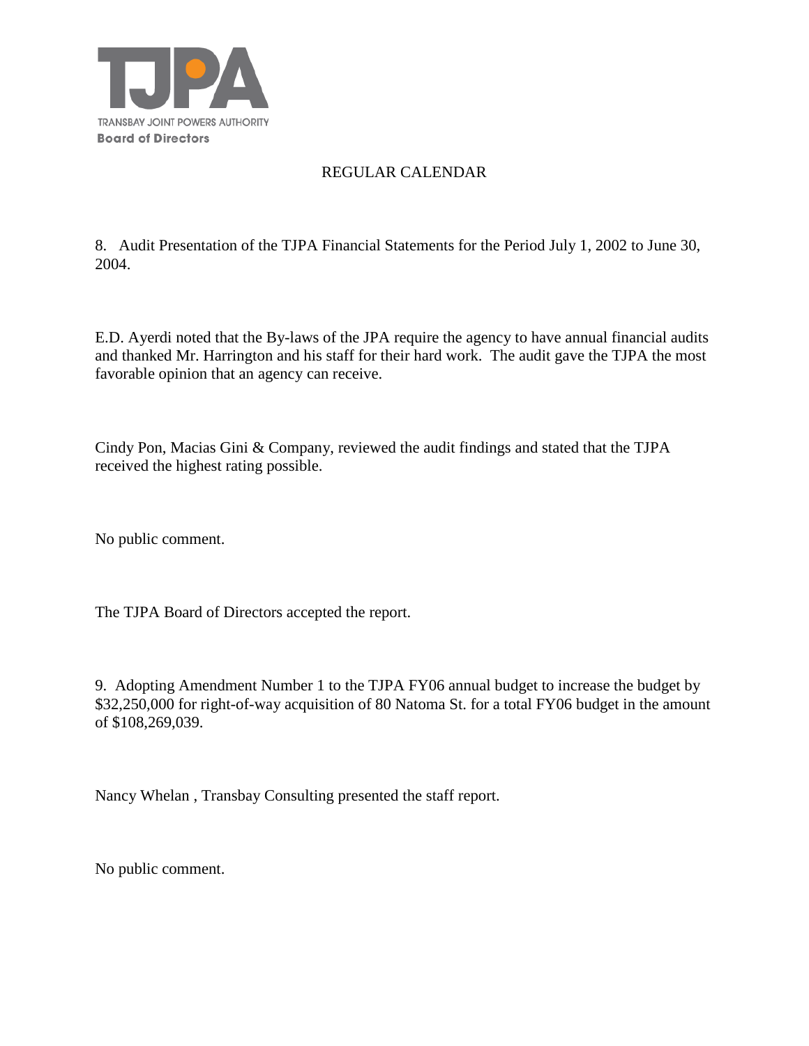TRANSBAY JOINT POWERS AUTHORITY
**Board of Directors**

## REGULAR CALENDAR

8. Audit Presentation of the TJPA Financial Statements for the Period July 1, 2002 to June 30, 2004.

E.D. Ayerdi noted that the By-laws of the JPA require the agency to have annual financial audits and thanked Mr. Harrington and his staff for their hard work. The audit gave the TJPA the most favorable opinion that an agency can receive.

Cindy Pon, Macias Gini & Company, reviewed the audit findings and stated that the TJPA received the highest rating possible.

No public comment.

The TJPA Board of Directors accepted the report.

9. Adopting Amendment Number 1 to the TJPA FY06 annual budget to increase the budget by $32,250,000 for right-of-way acquisition of 80 Natoma St. for a total FY06 budget in the amount of $108,269,039.

Nancy Whelan , Transbay Consulting presented the staff report.

No public comment.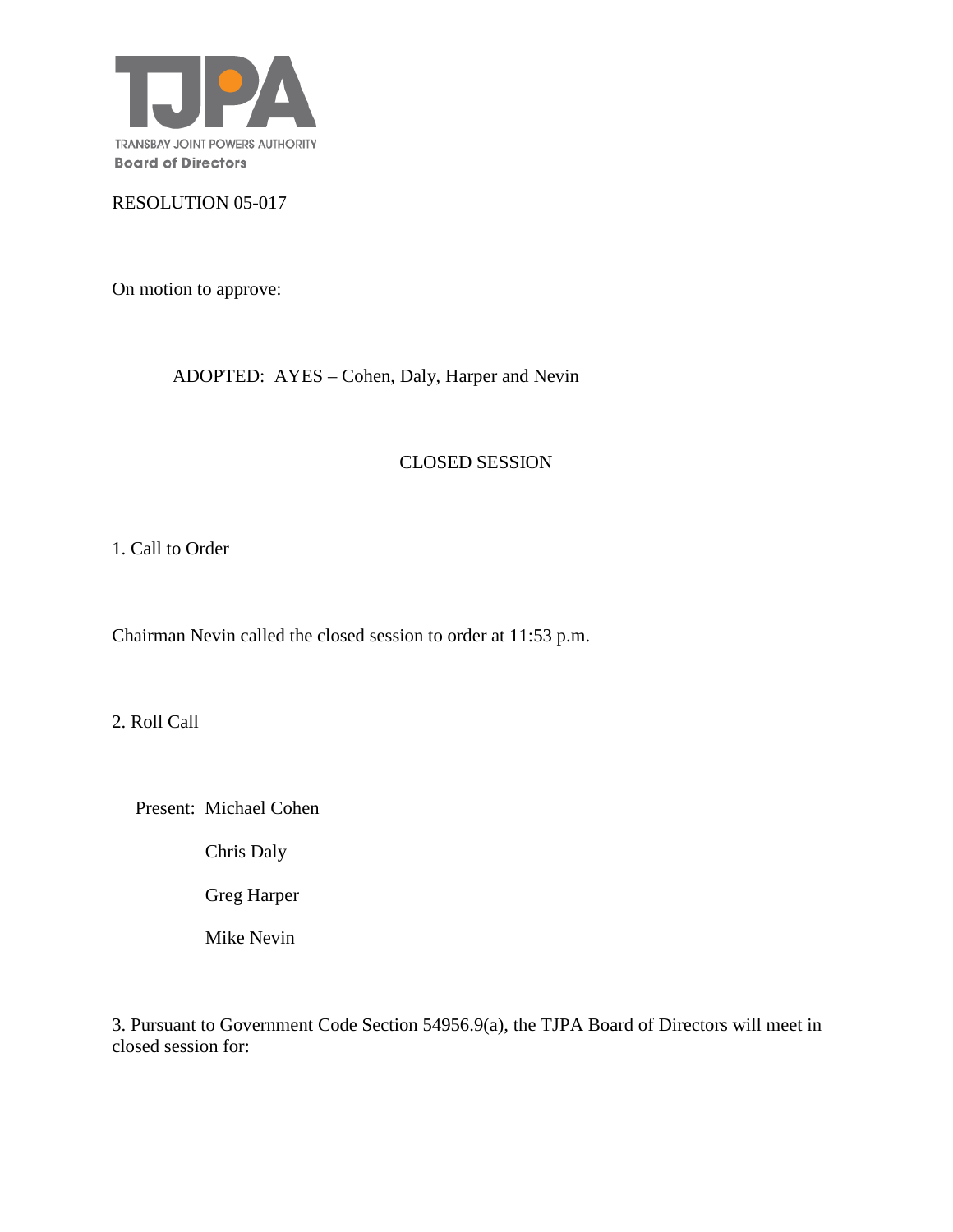TRANSBAY JOINT POWERS AUTHORITY
**Board of Directors**

RESOLUTION 05-017

On motion to approve:

ADOPTED: AYES – Cohen, Daly, Harper and Nevin

CLOSED SESSION

1. Call to Order

Chairman Nevin called the closed session to order at 11:53 p.m.

2. Roll Call

Present: Michael Cohen

Chris Daly

Greg Harper

Mike Nevin

3. Pursuant to Government Code Section 54956.9(a), the TJPA Board of Directors will meet in closed session for: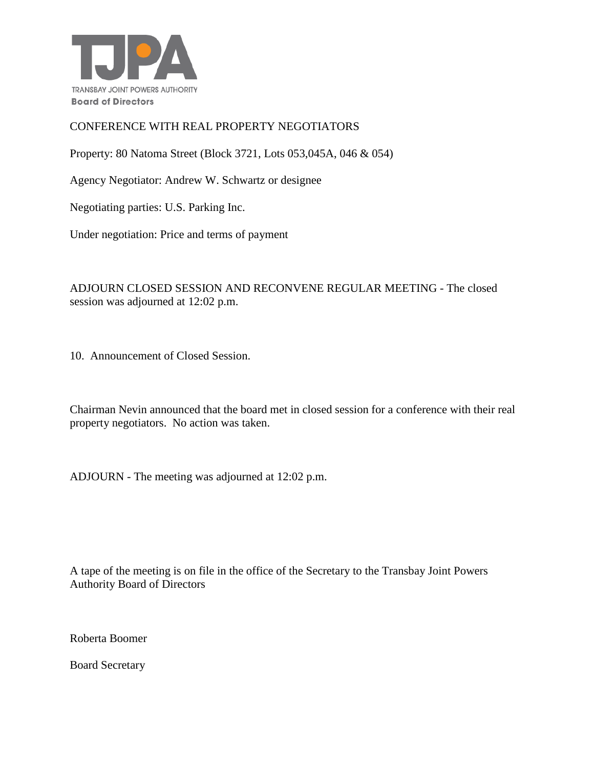CONFERENCE WITH REAL PROPERTY NEGOTIATORS

Property: 80 Natoma Street (Block 3721, Lots 053,045A, 046 & 054)

Agency Negotiator: Andrew W. Schwartz or designee

Negotiating parties: U.S. Parking Inc.

Under negotiation: Price and terms of payment

ADJOURN CLOSED SESSION AND RECONVENE REGULAR MEETING - The closed session was adjourned at 12:02 p.m.

10. Announcement of Closed Session.

Chairman Nevin announced that the board met in closed session for a conference with their real property negotiators. No action was taken.

ADJOURN - The meeting was adjourned at 12:02 p.m.

A tape of the meeting is on file in the office of the Secretary to the Transbay Joint Powers Authority Board of Directors

Roberta Boomer

Board Secretary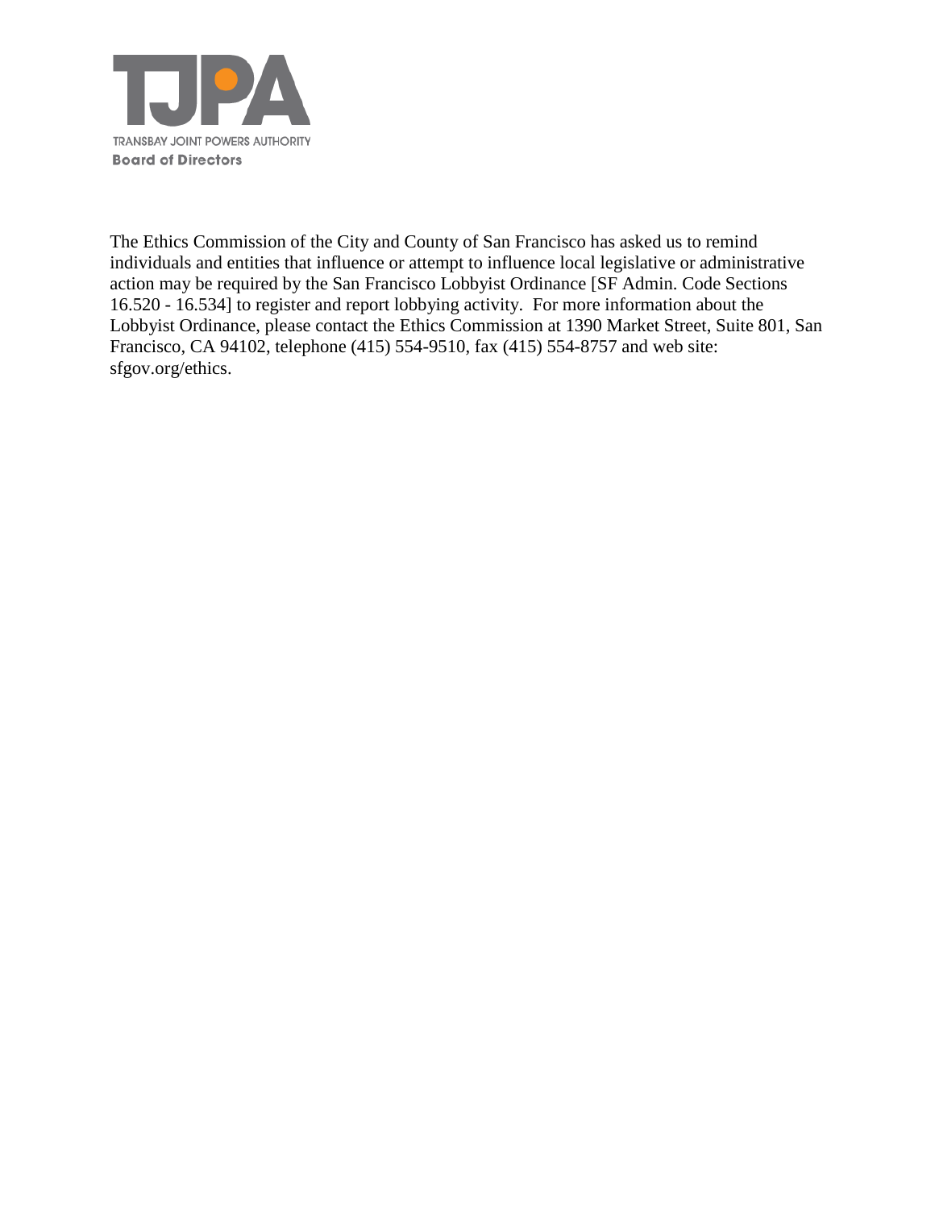TRANSBAY JOINT POWERS AUTHORITY

**Board of Directors**

The Ethics Commission of the City and County of San Francisco has asked us to remind individuals and entities that influence or attempt to influence local legislative or administrative action may be required by the San Francisco Lobbyist Ordinance [SF Admin. Code Sections 16.520 - 16.534] to register and report lobbying activity. For more information about the Lobbyist Ordinance, please contact the Ethics Commission at 1390 Market Street, Suite 801, San Francisco, CA 94102, telephone (415) 554-9510, fax (415) 554-8757 and web site: sfgov.org/ethics.